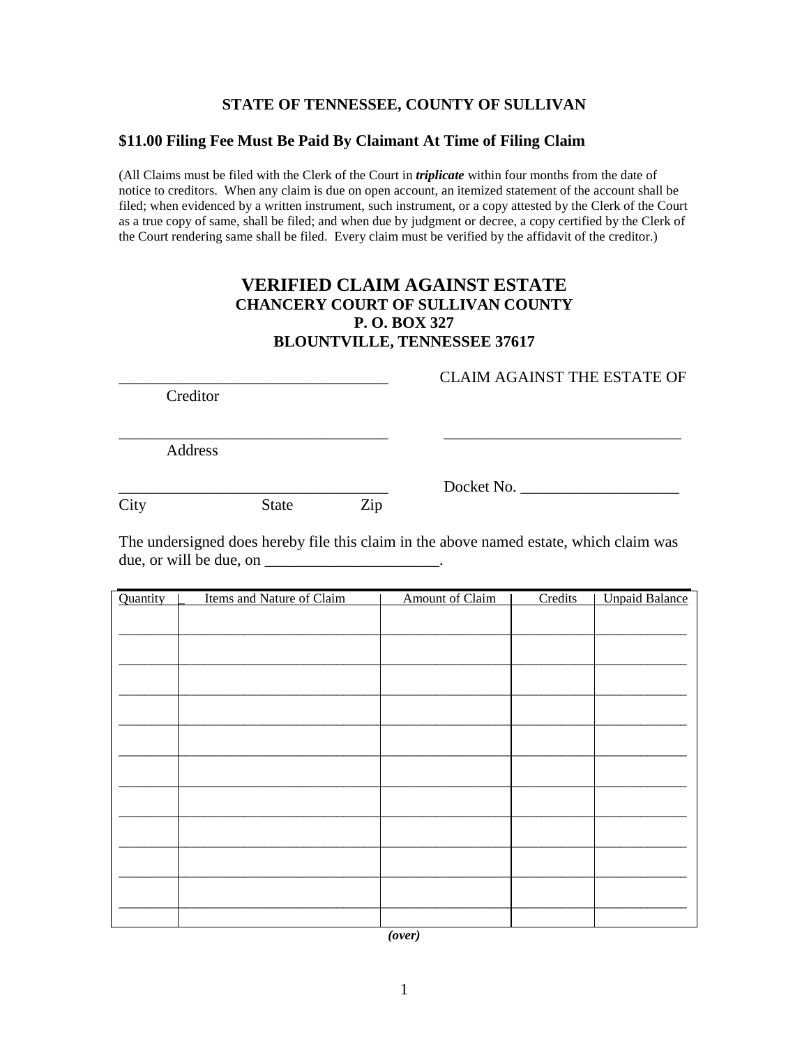**STATE OF TENNESSEE, COUNTY OF SULLIVAN**

**$11.00 Filing Fee Must Be Paid By Claimant At Time of Filing Claim**

(All Claims must be filed with the Clerk of the Court in ***triplicate*** within four months from the date of notice to creditors. When any claim is due on open account, an itemized statement of the account shall be filed; when evidenced by a written instrument, such instrument, or a copy attested by the Clerk of the Court as a true copy of same, shall be filed; and when due by judgment or decree, a copy certified by the Clerk of the Court rendering same shall be filed. Every claim must be verified by the affidavit of the creditor.)

# VERIFIED CLAIM AGAINST ESTATE

**CHANCERY COURT OF SULLIVAN COUNTY**
**P. O. BOX 327**
**BLOUNTVILLE, TENNESSEE 37617**

__________________________________ CLAIM AGAINST THE ESTATE OF
Creditor

__________________________________ ______________________________
Address

__________________________________ Docket No. ____________________
City State Zip

The undersigned does hereby file this claim in the above named estate, which claim was due, or will be due, on ______________________.

| Quantity | Items and Nature of Claim | Amount of Claim | Credits | Unpaid Balance |
|---|---|---|---|---|
| | | | | |
| | | | | |
| | | | | |
| | | | | |
| | | | | |
| | | | | |
| | | | | |
| | | | | |
| | | | | |
| | | | | |
| | | | | |

*(over)*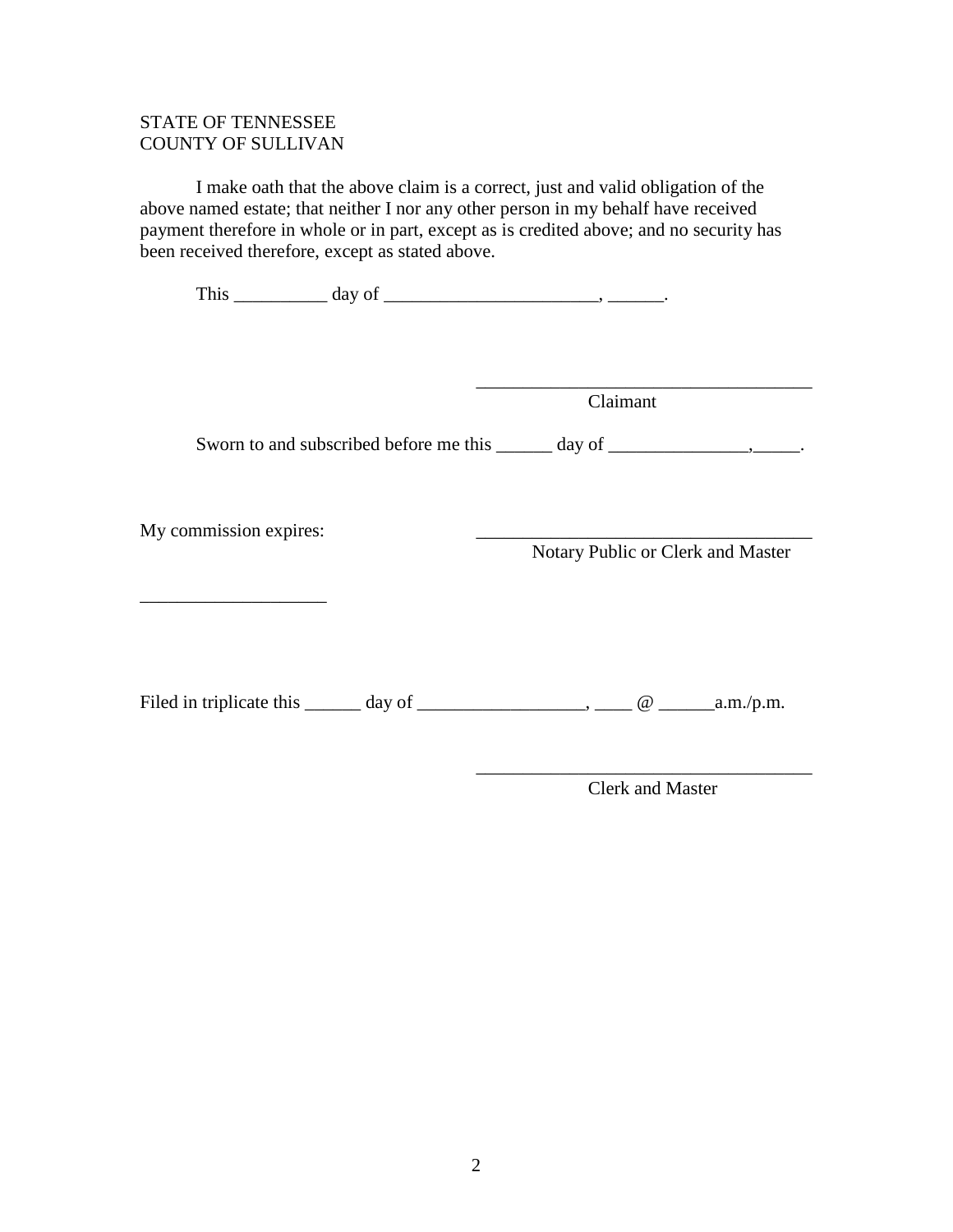STATE OF TENNESSEE
COUNTY OF SULLIVAN

I make oath that the above claim is a correct, just and valid obligation of the above named estate; that neither I nor any other person in my behalf have received payment therefore in whole or in part, except as is credited above; and no security has been received therefore, except as stated above.

This __________ day of _______________________, ______.

_____________________________________
Claimant

Sworn to and subscribed before me this ______ day of _______________,_____.

My commission expires:

_____________________________________
Notary Public or Clerk and Master

____________________

Filed in triplicate this ______ day of __________________, ____ @ ______a.m./p.m.

_____________________________________
Clerk and Master